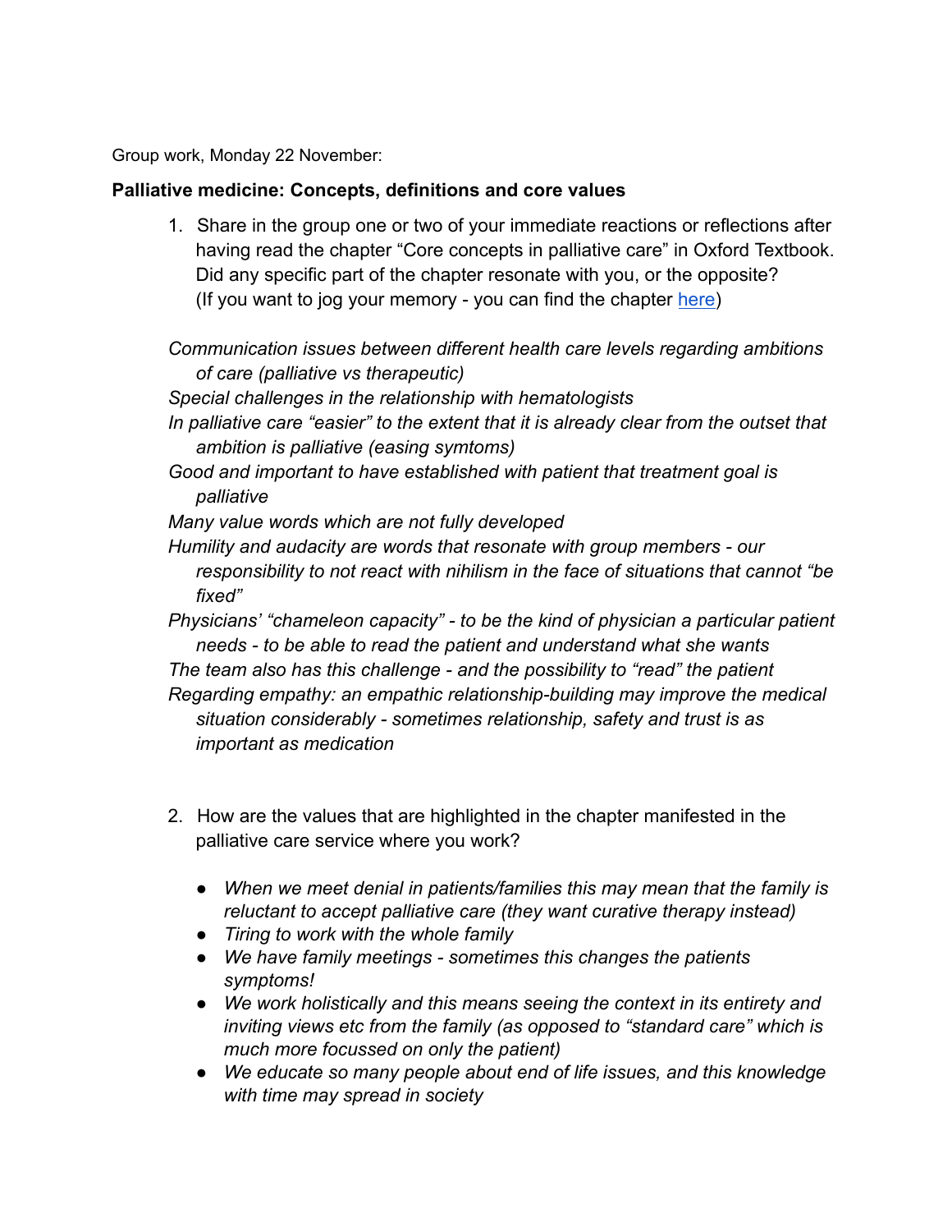Group work, Monday 22 November:

**Palliative medicine: Concepts, definitions and core values**

1. Share in the group one or two of your immediate reactions or reflections after having read the chapter "Core concepts in palliative care" in Oxford Textbook. Did any specific part of the chapter resonate with you, or the opposite? (If you want to jog your memory - you can find the chapter [here](#))

*Communication issues between different health care levels regarding ambitions of care (palliative vs therapeutic)*
*Special challenges in the relationship with hematologists*
*In palliative care "easier" to the extent that it is already clear from the outset that ambition is palliative (easing symtoms)*
*Good and important to have established with patient that treatment goal is palliative*
*Many value words which are not fully developed*
*Humility and audacity are words that resonate with group members - our responsibility to not react with nihilism in the face of situations that cannot "be fixed"*
*Physicians' "chameleon capacity" - to be the kind of physician a particular patient needs - to be able to read the patient and understand what she wants*
*The team also has this challenge - and the possibility to "read" the patient*
*Regarding empathy: an empathic relationship-building may improve the medical situation considerably - sometimes relationship, safety and trust is as important as medication*

2. How are the values that are highlighted in the chapter manifested in the palliative care service where you work?

   - *When we meet denial in patients/families this may mean that the family is reluctant to accept palliative care (they want curative therapy instead)*
   - *Tiring to work with the whole family*
   - *We have family meetings - sometimes this changes the patients symptoms!*
   - *We work holistically and this means seeing the context in its entirety and inviting views etc from the family (as opposed to "standard care" which is much more focussed on only the patient)*
   - *We educate so many people about end of life issues, and this knowledge with time may spread in society*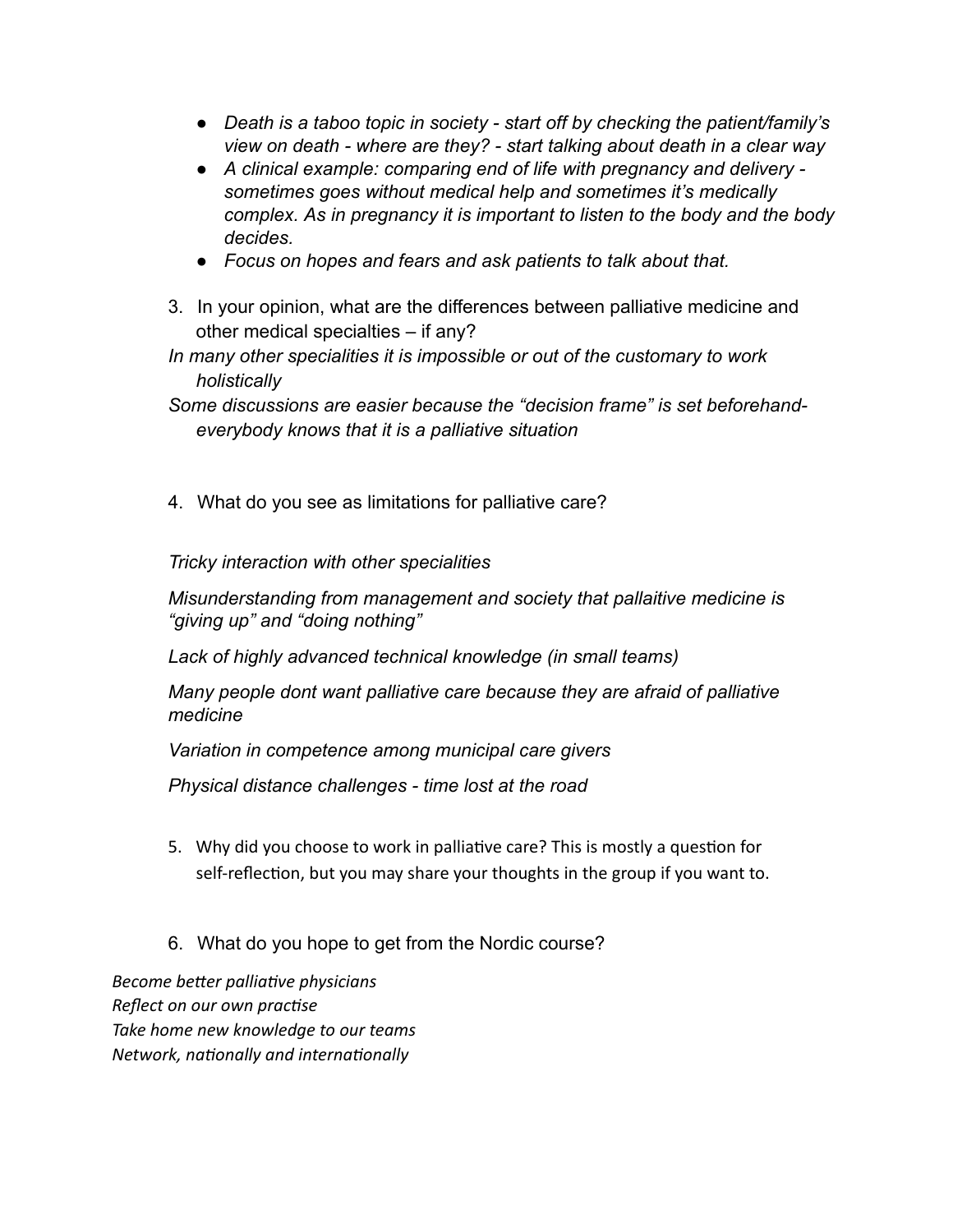- *Death is a taboo topic in society - start off by checking the patient/family's view on death - where are they? - start talking about death in a clear way*
- *A clinical example: comparing end of life with pregnancy and delivery - sometimes goes without medical help and sometimes it's medically complex. As in pregnancy it is important to listen to the body and the body decides.*
- *Focus on hopes and fears and ask patients to talk about that.*

3. In your opinion, what are the differences between palliative medicine and other medical specialties – if any?

*In many other specialities it is impossible or out of the customary to work holistically*

*Some discussions are easier because the "decision frame" is set beforehand- everybody knows that it is a palliative situation*

4. What do you see as limitations for palliative care?

*Tricky interaction with other specialities*

*Misunderstanding from management and society that pallaitive medicine is "giving up" and "doing nothing"*

*Lack of highly advanced technical knowledge (in small teams)*

*Many people dont want palliative care because they are afraid of palliative medicine*

*Variation in competence among municipal care givers*

*Physical distance challenges - time lost at the road*

5. Why did you choose to work in palliative care? This is mostly a question for self-reflection, but you may share your thoughts in the group if you want to.

6. What do you hope to get from the Nordic course?

*Become better palliative physicians*
*Reflect on our own practise*
*Take home new knowledge to our teams*
*Network, nationally and internationally*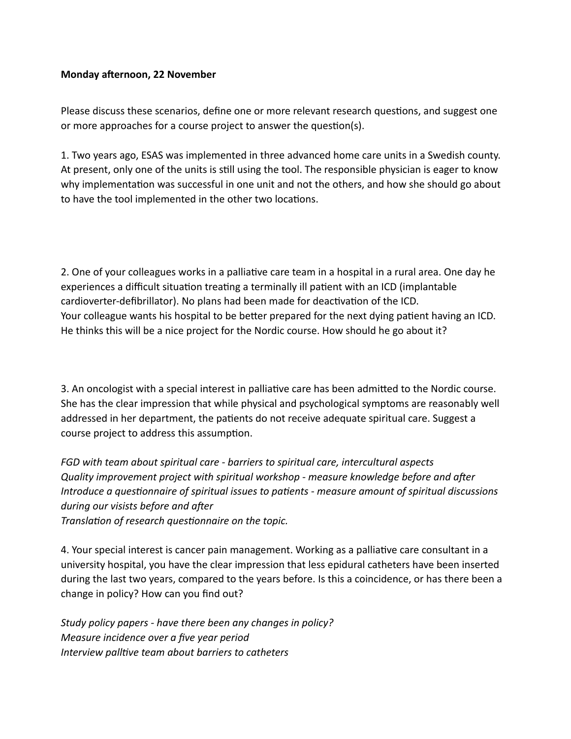**Monday afternoon, 22 November**

Please discuss these scenarios, define one or more relevant research questions, and suggest one or more approaches for a course project to answer the question(s).

1. Two years ago, ESAS was implemented in three advanced home care units in a Swedish county. At present, only one of the units is still using the tool. The responsible physician is eager to know why implementation was successful in one unit and not the others, and how she should go about to have the tool implemented in the other two locations.

2. One of your colleagues works in a palliative care team in a hospital in a rural area. One day he experiences a difficult situation treating a terminally ill patient with an ICD (implantable cardioverter-defibrillator). No plans had been made for deactivation of the ICD.
Your colleague wants his hospital to be better prepared for the next dying patient having an ICD. He thinks this will be a nice project for the Nordic course. How should he go about it?

3. An oncologist with a special interest in palliative care has been admitted to the Nordic course. She has the clear impression that while physical and psychological symptoms are reasonably well addressed in her department, the patients do not receive adequate spiritual care. Suggest a course project to address this assumption.

*FGD with team about spiritual care - barriers to spiritual care, intercultural aspects*
*Quality improvement project with spiritual workshop - measure knowledge before and after*
*Introduce a questionnaire of spiritual issues to patients - measure amount of spiritual discussions during our visists before and after*
*Translation of research questionnaire on the topic.*

4. Your special interest is cancer pain management. Working as a palliative care consultant in a university hospital, you have the clear impression that less epidural catheters have been inserted during the last two years, compared to the years before. Is this a coincidence, or has there been a change in policy? How can you find out?

*Study policy papers - have there been any changes in policy?*
*Measure incidence over a five year period*
*Interview palltive team about barriers to catheters*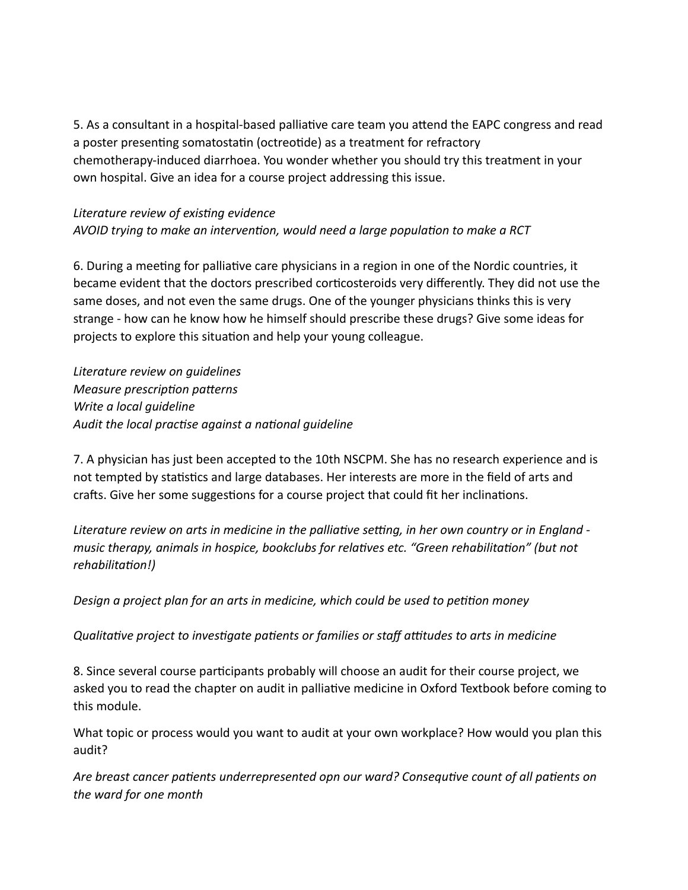5. As a consultant in a hospital-based palliative care team you attend the EAPC congress and read a poster presenting somatostatin (octreotide) as a treatment for refractory chemotherapy-induced diarrhoea. You wonder whether you should try this treatment in your own hospital. Give an idea for a course project addressing this issue.

*Literature review of existing evidence*
*AVOID trying to make an intervention, would need a large population to make a RCT*

6. During a meeting for palliative care physicians in a region in one of the Nordic countries, it became evident that the doctors prescribed corticosteroids very differently. They did not use the same doses, and not even the same drugs. One of the younger physicians thinks this is very strange - how can he know how he himself should prescribe these drugs? Give some ideas for projects to explore this situation and help your young colleague.

*Literature review on guidelines*
*Measure prescription patterns*
*Write a local guideline*
*Audit the local practise against a national guideline*

7. A physician has just been accepted to the 10th NSCPM. She has no research experience and is not tempted by statistics and large databases. Her interests are more in the field of arts and crafts. Give her some suggestions for a course project that could fit her inclinations.

*Literature review on arts in medicine in the palliative setting, in her own country or in England - music therapy, animals in hospice, bookclubs for relatives etc. "Green rehabilitation" (but not rehabilitation!)*

*Design a project plan for an arts in medicine, which could be used to petition money*

*Qualitative project to investigate patients or families or staff attitudes to arts in medicine*

8. Since several course participants probably will choose an audit for their course project, we asked you to read the chapter on audit in palliative medicine in Oxford Textbook before coming to this module.

What topic or process would you want to audit at your own workplace? How would you plan this audit?

*Are breast cancer patients underrepresented opn our ward? Consequtive count of all patients on the ward for one month*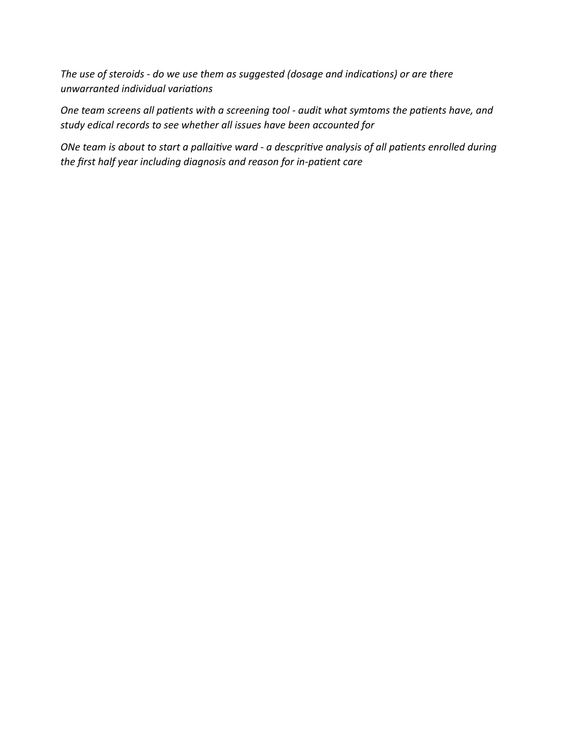*The use of steroids - do we use them as suggested (dosage and indications) or are there unwarranted individual variations*

*One team screens all patients with a screening tool - audit what symtoms the patients have, and study edical records to see whether all issues have been accounted for*

*ONe team is about to start a pallaitive ward - a descpritive analysis of all patients enrolled during the first half year including diagnosis and reason for in-patient care*